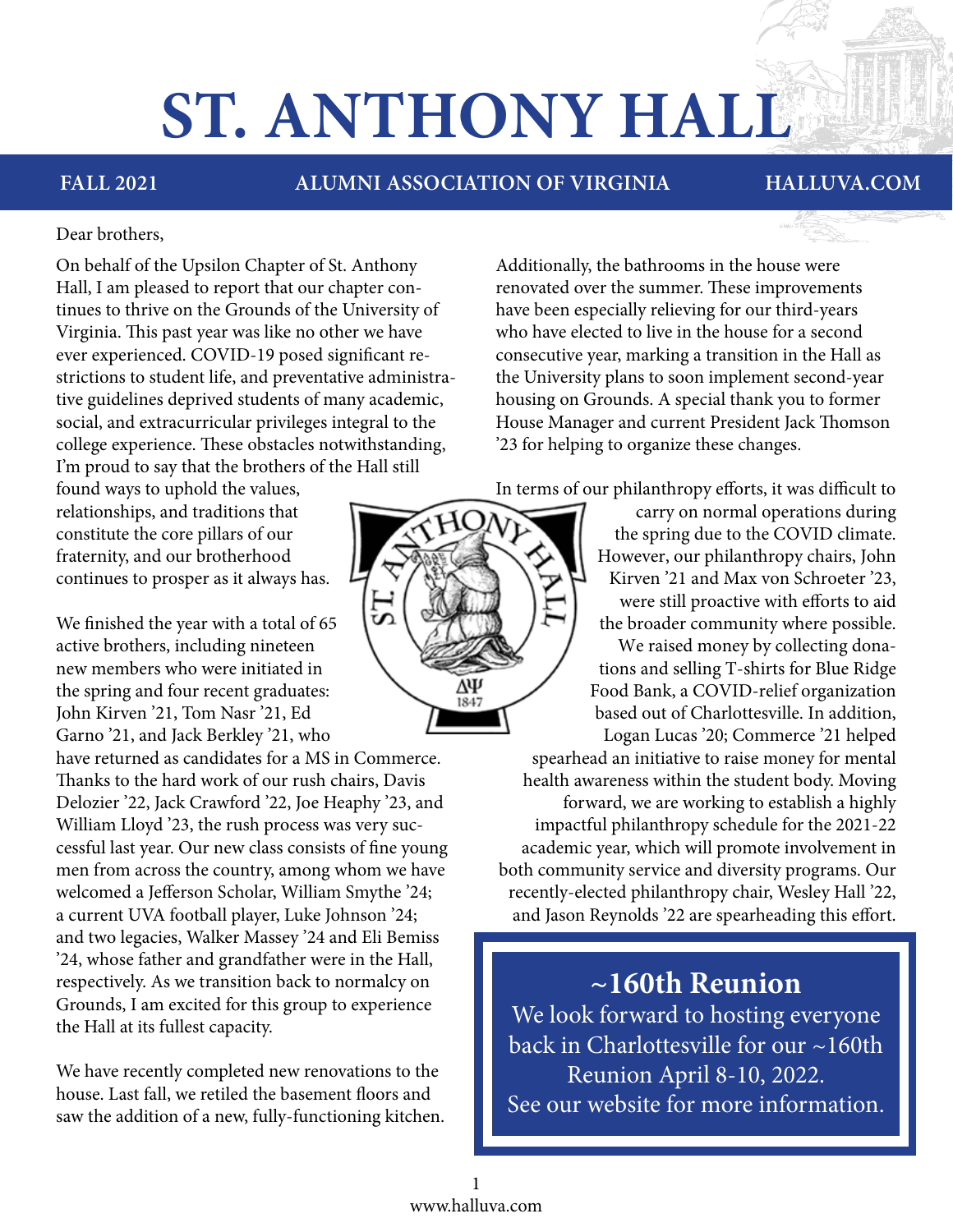# ST. ANTHONY HALL

**FALL 2021** | **ALUMNI ASSOCIATION OF VIRGINIA** | **HALLUVA.COM**

Dear brothers,

On behalf of the Upsilon Chapter of St. Anthony Hall, I am pleased to report that our chapter continues to thrive on the Grounds of the University of Virginia. This past year was like no other we have ever experienced. COVID-19 posed significant restrictions to student life, and preventative administrative guidelines deprived students of many academic, social, and extracurricular privileges integral to the college experience. These obstacles notwithstanding, I'm proud to say that the brothers of the Hall still found ways to uphold the values, relationships, and traditions that constitute the core pillars of our fraternity, and our brotherhood continues to prosper as it always has.

We finished the year with a total of 65 active brothers, including nineteen new members who were initiated in the spring and four recent graduates: John Kirven '21, Tom Nasr '21, Ed Garno '21, and Jack Berkley '21, who have returned as candidates for a MS in Commerce. Thanks to the hard work of our rush chairs, Davis Delozier '22, Jack Crawford '22, Joe Heaphy '23, and William Lloyd '23, the rush process was very successful last year. Our new class consists of fine young men from across the country, among whom we have welcomed a Jefferson Scholar, William Smythe '24; a current UVA football player, Luke Johnson '24; and two legacies, Walker Massey '24 and Eli Bemiss '24, whose father and grandfather were in the Hall, respectively. As we transition back to normalcy on Grounds, I am excited for this group to experience the Hall at its fullest capacity.

We have recently completed new renovations to the house. Last fall, we retiled the basement floors and saw the addition of a new, fully-functioning kitchen. Additionally, the bathrooms in the house were renovated over the summer. These improvements have been especially relieving for our third-years who have elected to live in the house for a second consecutive year, marking a transition in the Hall as the University plans to soon implement second-year housing on Grounds. A special thank you to former House Manager and current President Jack Thomson '23 for helping to organize these changes.

In terms of our philanthropy efforts, it was difficult to carry on normal operations during the spring due to the COVID climate. However, our philanthropy chairs, John Kirven '21 and Max von Schroeter '23, were still proactive with efforts to aid the broader community where possible. We raised money by collecting donations and selling T-shirts for Blue Ridge Food Bank, a COVID-relief organization based out of Charlottesville. In addition, Logan Lucas '20; Commerce '21 helped spearhead an initiative to raise money for mental health awareness within the student body. Moving forward, we are working to establish a highly impactful philanthropy schedule for the 2021-22 academic year, which will promote involvement in both community service and diversity programs. Our recently-elected philanthropy chair, Wesley Hall '22, and Jason Reynolds '22 are spearheading this effort.

## ~160th Reunion

We look forward to hosting everyone back in Charlottesville for our ~160th Reunion April 8-10, 2022.
See our website for more information.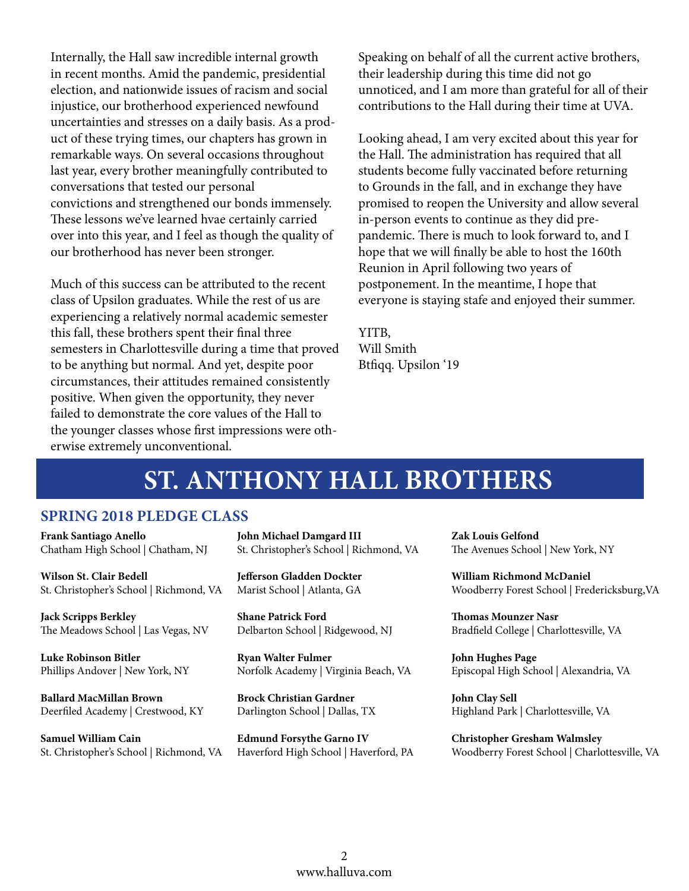Internally, the Hall saw incredible internal growth in recent months. Amid the pandemic, presidential election, and nationwide issues of racism and social injustice, our brotherhood experienced newfound uncertainties and stresses on a daily basis. As a product of these trying times, our chapters has grown in remarkable ways. On several occasions throughout last year, every brother meaningfully contributed to conversations that tested our personal convictions and strengthened our bonds immensely. These lessons we've learned hvae certainly carried over into this year, and I feel as though the quality of our brotherhood has never been stronger.

Much of this success can be attributed to the recent class of Upsilon graduates. While the rest of us are experiencing a relatively normal academic semester this fall, these brothers spent their final three semesters in Charlottesville during a time that proved to be anything but normal. And yet, despite poor circumstances, their attitudes remained consistently positive. When given the opportunity, they never failed to demonstrate the core values of the Hall to the younger classes whose first impressions were otherwise extremely unconventional.

Speaking on behalf of all the current active brothers, their leadership during this time did not go unnoticed, and I am more than grateful for all of their contributions to the Hall during their time at UVA.

Looking ahead, I am very excited about this year for the Hall. The administration has required that all students become fully vaccinated before returning to Grounds in the fall, and in exchange they have promised to reopen the University and allow several in-person events to continue as they did pre-pandemic. There is much to look forward to, and I hope that we will finally be able to host the 160th Reunion in April following two years of postponement. In the meantime, I hope that everyone is staying stafe and enjoyed their summer.

YITB,
Will Smith
Btfiqq. Upsilon '19

# ST. ANTHONY HALL BROTHERS

## SPRING 2018 PLEDGE CLASS

**Frank Santiago Anello**
Chatham High School | Chatham, NJ

**Wilson St. Clair Bedell**
St. Christopher's School | Richmond, VA

**Jack Scripps Berkley**
The Meadows School | Las Vegas, NV

**Luke Robinson Bitler**
Phillips Andover | New York, NY

**Ballard MacMillan Brown**
Deerfiled Academy | Crestwood, KY

**Samuel William Cain**
St. Christopher's School | Richmond, VA

**John Michael Damgard III**
St. Christopher's School | Richmond, VA

**Jefferson Gladden Dockter**
Marist School | Atlanta, GA

**Shane Patrick Ford**
Delbarton School | Ridgewood, NJ

**Ryan Walter Fulmer**
Norfolk Academy | Virginia Beach, VA

**Brock Christian Gardner**
Darlington School | Dallas, TX

**Edmund Forsythe Garno IV**
Haverford High School | Haverford, PA

**Zak Louis Gelfond**
The Avenues School | New York, NY

**William Richmond McDaniel**
Woodberry Forest School | Fredericksburg,VA

**Thomas Mounzer Nasr**
Bradfield College | Charlottesville, VA

**John Hughes Page**
Episcopal High School | Alexandria, VA

**John Clay Sell**
Highland Park | Charlottesville, VA

**Christopher Gresham Walmsley**
Woodberry Forest School | Charlottesville, VA

www.halluva.com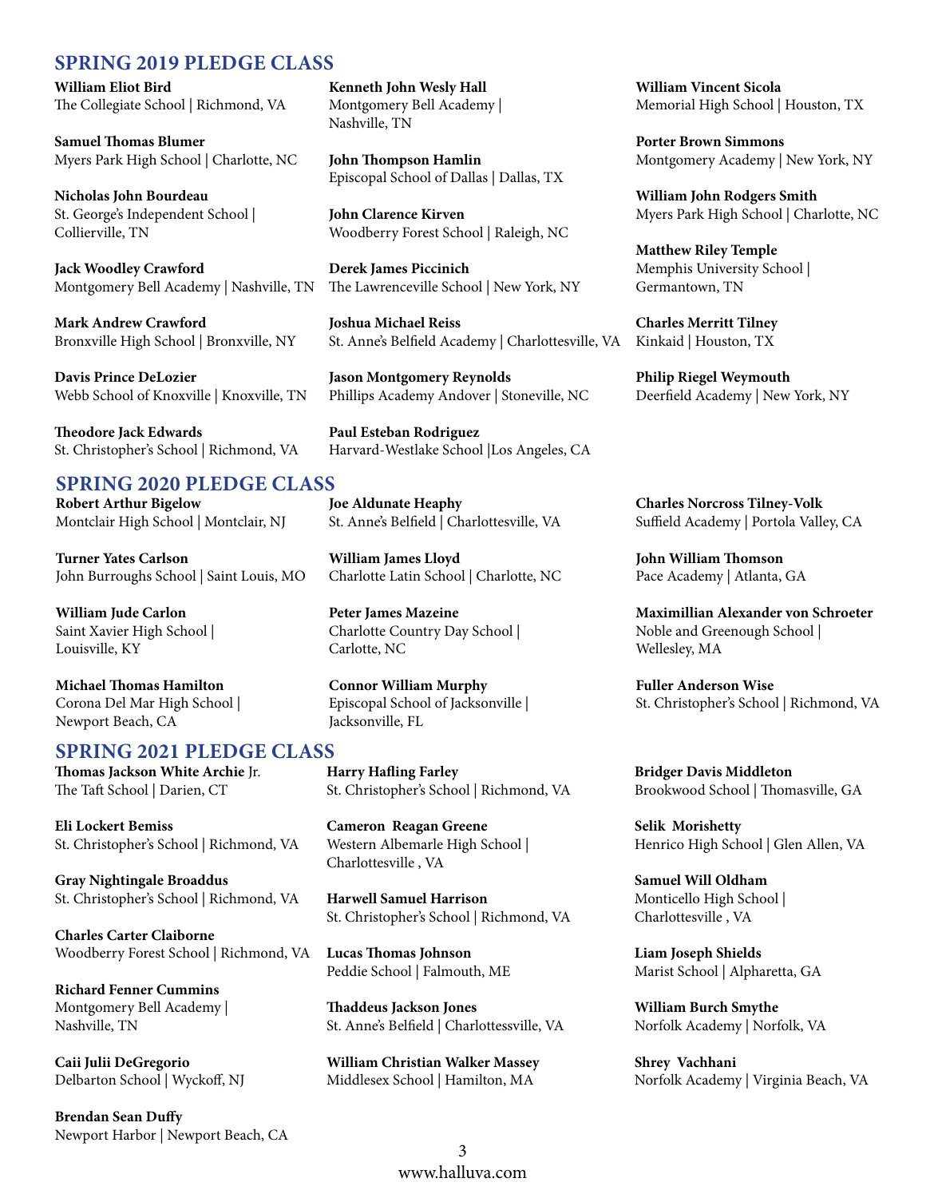## SPRING 2019 PLEDGE CLASS

**William Eliot Bird**
The Collegiate School | Richmond, VA

**Samuel Thomas Blumer**
Myers Park High School | Charlotte, NC

**Nicholas John Bourdeau**
St. George's Independent School | Collierville, TN

**Jack Woodley Crawford**
Montgomery Bell Academy | Nashville, TN

**Mark Andrew Crawford**
Bronxville High School | Bronxville, NY

**Davis Prince DeLozier**
Webb School of Knoxville | Knoxville, TN

**Theodore Jack Edwards**
St. Christopher's School | Richmond, VA

**Kenneth John Wesly Hall**
Montgomery Bell Academy | Nashville, TN

**John Thompson Hamlin**
Episcopal School of Dallas | Dallas, TX

**John Clarence Kirven**
Woodberry Forest School | Raleigh, NC

**Derek James Piccinich**
The Lawrenceville School | New York, NY

**Joshua Michael Reiss**
St. Anne's Belfield Academy | Charlottesville, VA

**Jason Montgomery Reynolds**
Phillips Academy Andover | Stoneville, NC

**Paul Esteban Rodriguez**
Harvard-Westlake School |Los Angeles, CA

**William Vincent Sicola**
Memorial High School | Houston, TX

**Porter Brown Simmons**
Montgomery Academy | New York, NY

**William John Rodgers Smith**
Myers Park High School | Charlotte, NC

**Matthew Riley Temple**
Memphis University School | Germantown, TN

**Charles Merritt Tilney**
Kinkaid | Houston, TX

**Philip Riegel Weymouth**
Deerfield Academy | New York, NY

## SPRING 2020 PLEDGE CLASS

**Robert Arthur Bigelow**
Montclair High School | Montclair, NJ

**Turner Yates Carlson**
John Burroughs School | Saint Louis, MO

**William Jude Carlon**
Saint Xavier High School | Louisville, KY

**Michael Thomas Hamilton**
Corona Del Mar High School | Newport Beach, CA

**Joe Aldunate Heaphy**
St. Anne's Belfield | Charlottesville, VA

**William James Lloyd**
Charlotte Latin School | Charlotte, NC

**Peter James Mazeine**
Charlotte Country Day School | Carlotte, NC

**Connor William Murphy**
Episcopal School of Jacksonville | Jacksonville, FL

**Charles Norcross Tilney-Volk**
Suffield Academy | Portola Valley, CA

**John William Thomson**
Pace Academy | Atlanta, GA

**Maximillian Alexander von Schroeter**
Noble and Greenough School | Wellesley, MA

**Fuller Anderson Wise**
St. Christopher's School | Richmond, VA

## SPRING 2021 PLEDGE CLASS

**Thomas Jackson White Archie** Jr.
The Taft School | Darien, CT

**Eli Lockert Bemiss**
St. Christopher's School | Richmond, VA

**Gray Nightingale Broaddus**
St. Christopher's School | Richmond, VA

**Charles Carter Claiborne**
Woodberry Forest School | Richmond, VA

**Richard Fenner Cummins**
Montgomery Bell Academy | Nashville, TN

**Caii Julii DeGregorio**
Delbarton School | Wyckoff, NJ

**Brendan Sean Duffy**
Newport Harbor | Newport Beach, CA

**Harry Hafling Farley**
St. Christopher's School | Richmond, VA

**Cameron Reagan Greene**
Western Albemarle High School | Charlottesville , VA

**Harwell Samuel Harrison**
St. Christopher's School | Richmond, VA

**Lucas Thomas Johnson**
Peddie School | Falmouth, ME

**Thaddeus Jackson Jones**
St. Anne's Belfield | Charlottessville, VA

**William Christian Walker Massey**
Middlesex School | Hamilton, MA

**Bridger Davis Middleton**
Brookwood School | Thomasville, GA

**Selik Morishetty**
Henrico High School | Glen Allen, VA

**Samuel Will Oldham**
Monticello High School | Charlottesville , VA

**Liam Joseph Shields**
Marist School | Alpharetta, GA

**William Burch Smythe**
Norfolk Academy | Norfolk, VA

**Shrey Vachhani**
Norfolk Academy | Virginia Beach, VA

www.halluva.com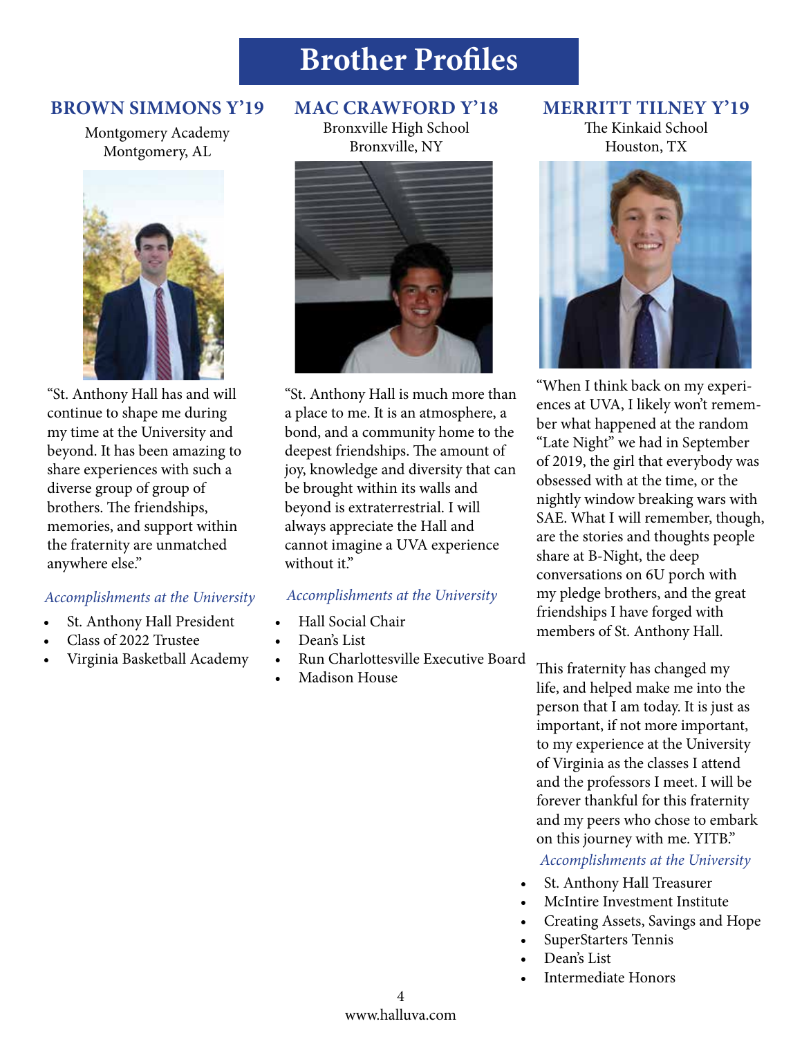# Brother Profiles

## BROWN SIMMONS Y'19

Montgomery Academy
Montgomery, AL

"St. Anthony Hall has and will continue to shape me during my time at the University and beyond. It has been amazing to share experiences with such a diverse group of group of brothers. The friendships, memories, and support within the fraternity are unmatched anywhere else."

*Accomplishments at the University*

- St. Anthony Hall President
- Class of 2022 Trustee
- Virginia Basketball Academy

## MAC CRAWFORD Y'18

Bronxville High School
Bronxville, NY

"St. Anthony Hall is much more than a place to me. It is an atmosphere, a bond, and a community home to the deepest friendships. The amount of joy, knowledge and diversity that can be brought within its walls and beyond is extraterrestrial. I will always appreciate the Hall and cannot imagine a UVA experience without it."

*Accomplishments at the University*

- Hall Social Chair
- Dean's List
- Run Charlottesville Executive Board
- Madison House

## MERRITT TILNEY Y'19

The Kinkaid School
Houston, TX

"When I think back on my experiences at UVA, I likely won't remember what happened at the random "Late Night" we had in September of 2019, the girl that everybody was obsessed with at the time, or the nightly window breaking wars with SAE. What I will remember, though, are the stories and thoughts people share at B-Night, the deep conversations on 6U porch with my pledge brothers, and the great friendships I have forged with members of St. Anthony Hall.

This fraternity has changed my life, and helped make me into the person that I am today. It is just as important, if not more important, to my experience at the University of Virginia as the classes I attend and the professors I meet. I will be forever thankful for this fraternity and my peers who chose to embark on this journey with me. YITB."

*Accomplishments at the University*

- St. Anthony Hall Treasurer
- McIntire Investment Institute
- Creating Assets, Savings and Hope
- SuperStarters Tennis
- Dean's List
- Intermediate Honors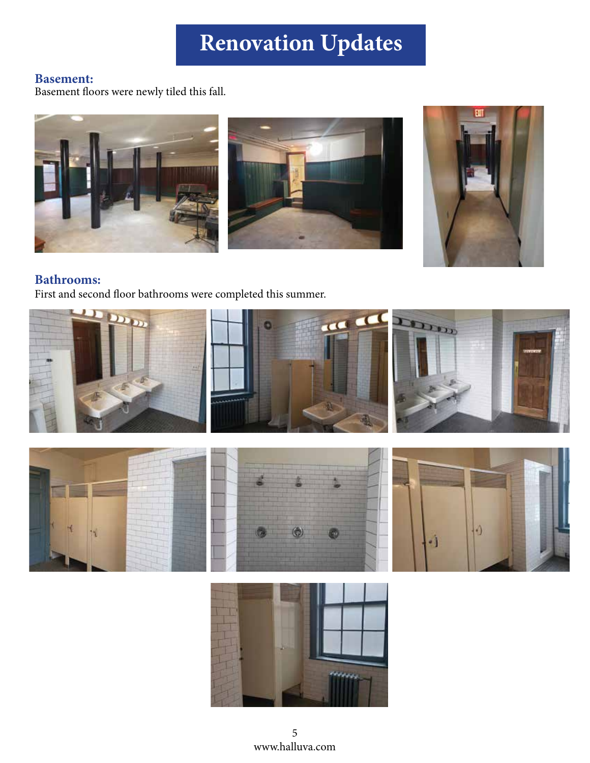# Renovation Updates

### Basement:

Basement floors were newly tiled this fall.

### Bathrooms:

First and second floor bathrooms were completed this summer.

www.halluva.com